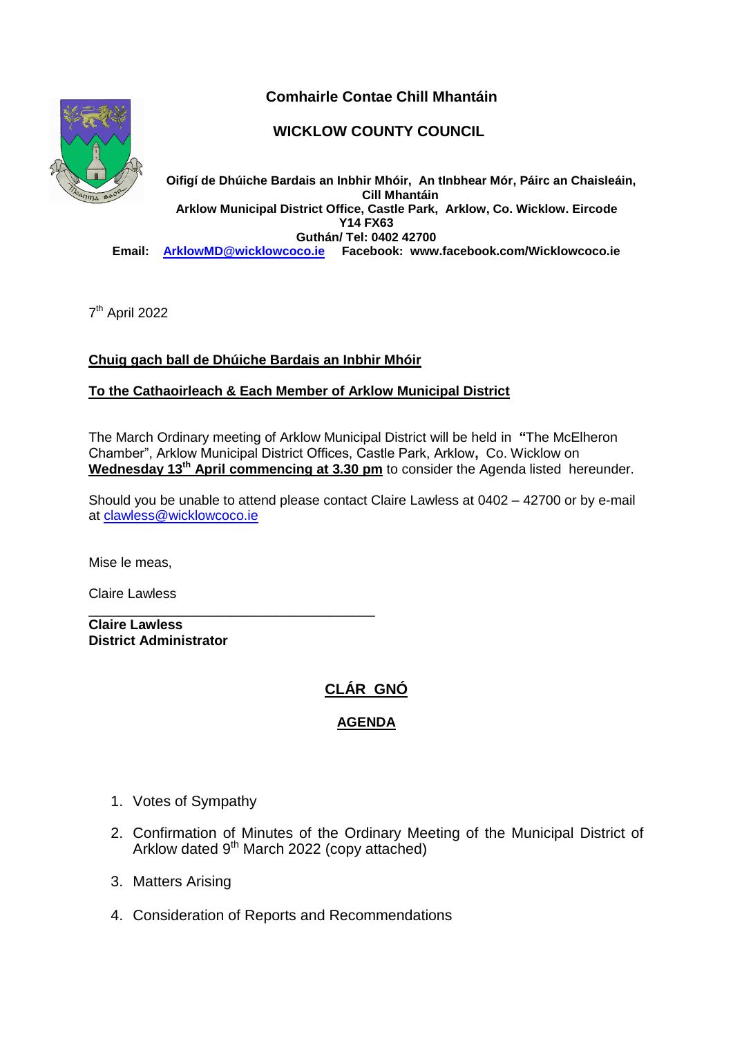**Comhairle Contae Chill Mhantáin**

**WICKLOW COUNTY COUNCIL**

**Oifigí de Dhúiche Bardais an Inbhir Mhóir, An tInbhear Mór, Páirc an Chaisleáin, Cill Mhantáin**
**Arklow Municipal District Office, Castle Park, Arklow, Co. Wicklow. Eircode Y14 FX63**
**Guthán/ Tel: 0402 42700**
**Email: ArklowMD@wicklowcoco.ie Facebook: www.facebook.com/Wicklowcoco.ie**

7th April 2022

**Chuig gach ball de Dhúiche Bardais an Inbhir Mhóir**

**To the Cathaoirleach & Each Member of Arklow Municipal District**

The March Ordinary meeting of Arklow Municipal District will be held in **"**The McElheron Chamber", Arklow Municipal District Offices, Castle Park, Arklow**,** Co. Wicklow on **Wednesday 13th April commencing at 3.30 pm** to consider the Agenda listed hereunder.

Should you be unable to attend please contact Claire Lawless at 0402 – 42700 or by e-mail at clawless@wicklowcoco.ie

Mise le meas,

Claire Lawless

**Claire Lawless**
**District Administrator**

## CLÁR GNÓ

## AGENDA

1. Votes of Sympathy
2. Confirmation of Minutes of the Ordinary Meeting of the Municipal District of Arklow dated 9th March 2022 (copy attached)
3. Matters Arising
4. Consideration of Reports and Recommendations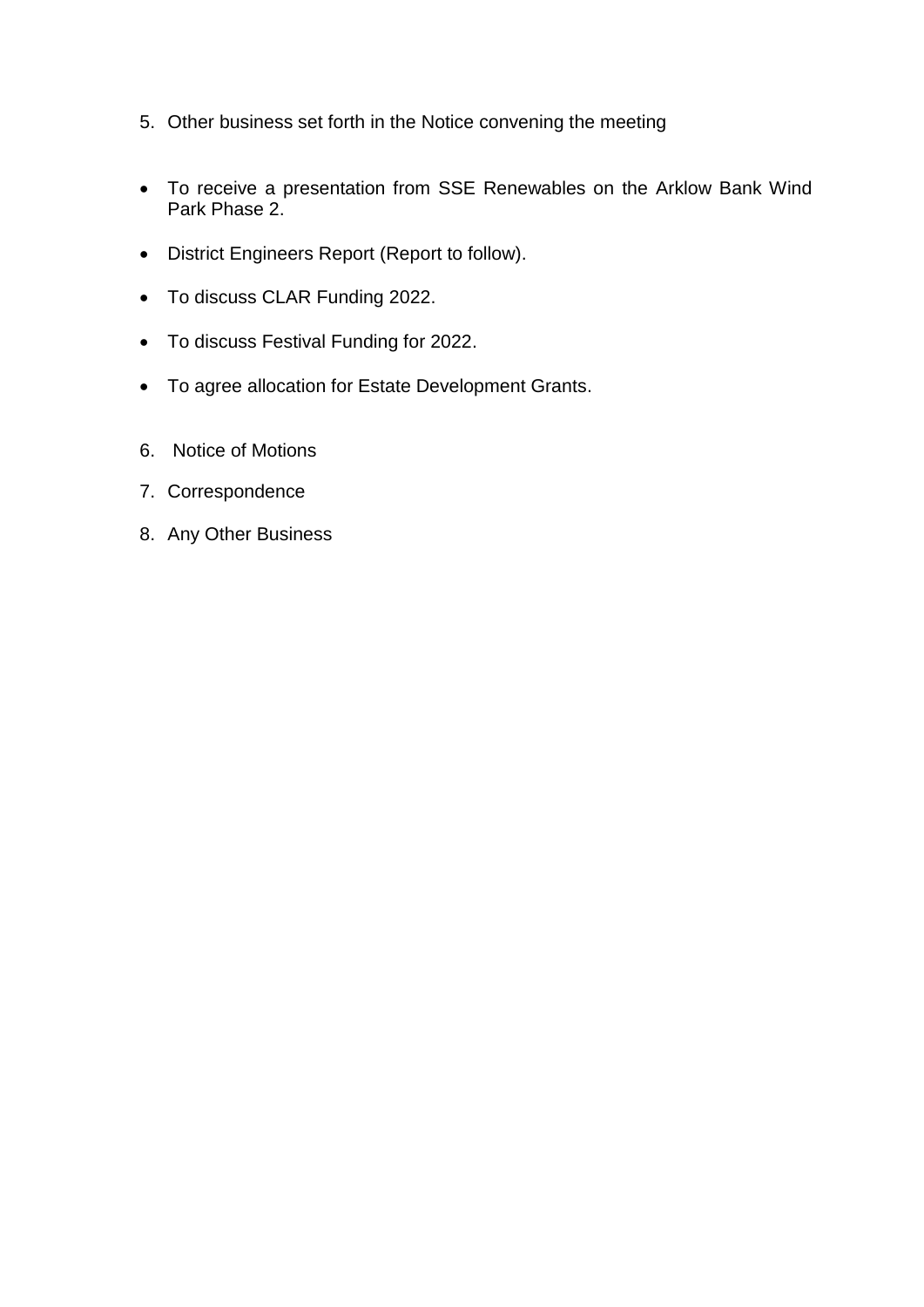5. Other business set forth in the Notice convening the meeting

- To receive a presentation from SSE Renewables on the Arklow Bank Wind Park Phase 2.
- District Engineers Report (Report to follow).
- To discuss CLAR Funding 2022.
- To discuss Festival Funding for 2022.
- To agree allocation for Estate Development Grants.

6. Notice of Motions
7. Correspondence
8. Any Other Business